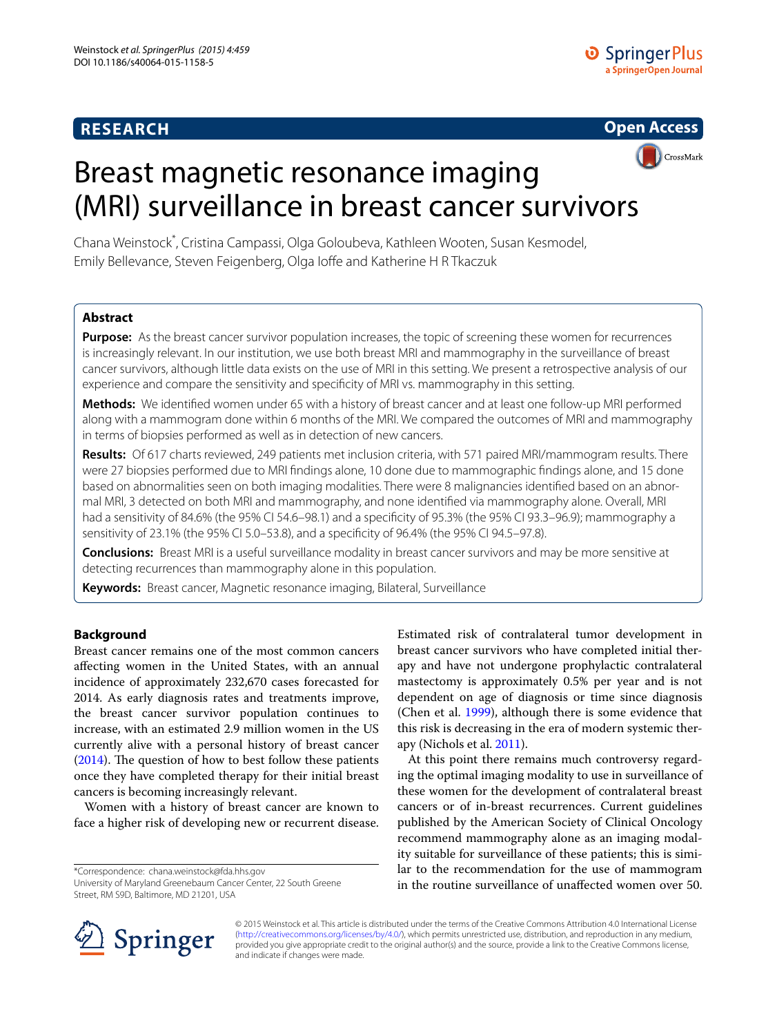**RESEARCH** **Open Access**

# Breast magnetic resonance imaging (MRI) surveillance in breast cancer survivors

Chana Weinstock*, Cristina Campassi, Olga Goloubeva, Kathleen Wooten, Susan Kesmodel, Emily Bellevance, Steven Feigenberg, Olga Ioffe and Katherine H R Tkaczuk

## Abstract

**Purpose:** As the breast cancer survivor population increases, the topic of screening these women for recurrences is increasingly relevant. In our institution, we use both breast MRI and mammography in the surveillance of breast cancer survivors, although little data exists on the use of MRI in this setting. We present a retrospective analysis of our experience and compare the sensitivity and specificity of MRI vs. mammography in this setting.

**Methods:** We identified women under 65 with a history of breast cancer and at least one follow-up MRI performed along with a mammogram done within 6 months of the MRI. We compared the outcomes of MRI and mammography in terms of biopsies performed as well as in detection of new cancers.

**Results:** Of 617 charts reviewed, 249 patients met inclusion criteria, with 571 paired MRI/mammogram results. There were 27 biopsies performed due to MRI findings alone, 10 done due to mammographic findings alone, and 15 done based on abnormalities seen on both imaging modalities. There were 8 malignancies identified based on an abnormal MRI, 3 detected on both MRI and mammography, and none identified via mammography alone. Overall, MRI had a sensitivity of 84.6% (the 95% CI 54.6–98.1) and a specificity of 95.3% (the 95% CI 93.3–96.9); mammography a sensitivity of 23.1% (the 95% CI 5.0–53.8), and a specificity of 96.4% (the 95% CI 94.5–97.8).

**Conclusions:** Breast MRI is a useful surveillance modality in breast cancer survivors and may be more sensitive at detecting recurrences than mammography alone in this population.

**Keywords:** Breast cancer, Magnetic resonance imaging, Bilateral, Surveillance

## Background

Breast cancer remains one of the most common cancers affecting women in the United States, with an annual incidence of approximately 232,670 cases forecasted for 2014. As early diagnosis rates and treatments improve, the breast cancer survivor population continues to increase, with an estimated 2.9 million women in the US currently alive with a personal history of breast cancer (2014). The question of how to best follow these patients once they have completed therapy for their initial breast cancers is becoming increasingly relevant.

Women with a history of breast cancer are known to face a higher risk of developing new or recurrent disease. Estimated risk of contralateral tumor development in breast cancer survivors who have completed initial therapy and have not undergone prophylactic contralateral mastectomy is approximately 0.5% per year and is not dependent on age of diagnosis or time since diagnosis (Chen et al. 1999), although there is some evidence that this risk is decreasing in the era of modern systemic therapy (Nichols et al. 2011).

At this point there remains much controversy regarding the optimal imaging modality to use in surveillance of these women for the development of contralateral breast cancers or of in-breast recurrences. Current guidelines published by the American Society of Clinical Oncology recommend mammography alone as an imaging modality suitable for surveillance of these patients; this is similar to the recommendation for the use of mammogram in the routine surveillance of unaffected women over 50.

*Correspondence: chana.weinstock@fda.hhs.gov
University of Maryland Greenebaum Cancer Center, 22 South Greene Street, RM S9D, Baltimore, MD 21201, USA

© 2015 Weinstock et al. This article is distributed under the terms of the Creative Commons Attribution 4.0 International License (http://creativecommons.org/licenses/by/4.0/), which permits unrestricted use, distribution, and reproduction in any medium, provided you give appropriate credit to the original author(s) and the source, provide a link to the Creative Commons license, and indicate if changes were made.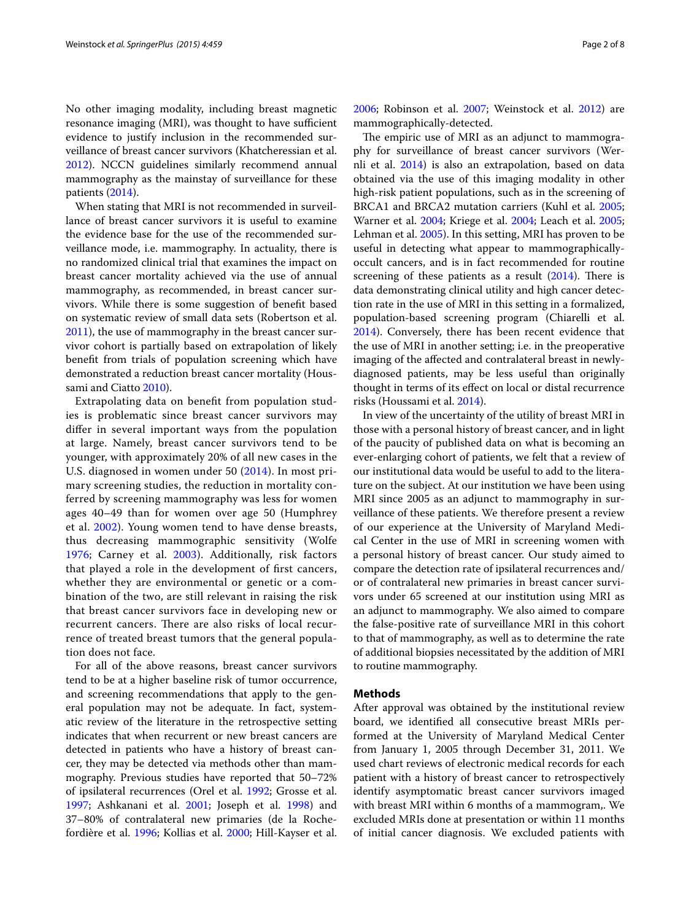No other imaging modality, including breast magnetic resonance imaging (MRI), was thought to have sufficient evidence to justify inclusion in the recommended surveillance of breast cancer survivors (Khatcheressian et al. 2012). NCCN guidelines similarly recommend annual mammography as the mainstay of surveillance for these patients (2014).

When stating that MRI is not recommended in surveillance of breast cancer survivors it is useful to examine the evidence base for the use of the recommended surveillance mode, i.e. mammography. In actuality, there is no randomized clinical trial that examines the impact on breast cancer mortality achieved via the use of annual mammography, as recommended, in breast cancer survivors. While there is some suggestion of benefit based on systematic review of small data sets (Robertson et al. 2011), the use of mammography in the breast cancer survivor cohort is partially based on extrapolation of likely benefit from trials of population screening which have demonstrated a reduction breast cancer mortality (Houssami and Ciatto 2010).

Extrapolating data on benefit from population studies is problematic since breast cancer survivors may differ in several important ways from the population at large. Namely, breast cancer survivors tend to be younger, with approximately 20% of all new cases in the U.S. diagnosed in women under 50 (2014). In most primary screening studies, the reduction in mortality conferred by screening mammography was less for women ages 40–49 than for women over age 50 (Humphrey et al. 2002). Young women tend to have dense breasts, thus decreasing mammographic sensitivity (Wolfe 1976; Carney et al. 2003). Additionally, risk factors that played a role in the development of first cancers, whether they are environmental or genetic or a combination of the two, are still relevant in raising the risk that breast cancer survivors face in developing new or recurrent cancers. There are also risks of local recurrence of treated breast tumors that the general population does not face.

For all of the above reasons, breast cancer survivors tend to be at a higher baseline risk of tumor occurrence, and screening recommendations that apply to the general population may not be adequate. In fact, systematic review of the literature in the retrospective setting indicates that when recurrent or new breast cancers are detected in patients who have a history of breast cancer, they may be detected via methods other than mammography. Previous studies have reported that 50–72% of ipsilateral recurrences (Orel et al. 1992; Grosse et al. 1997; Ashkanani et al. 2001; Joseph et al. 1998) and 37–80% of contralateral new primaries (de la Rochefordière et al. 1996; Kollias et al. 2000; Hill-Kayser et al. 2006; Robinson et al. 2007; Weinstock et al. 2012) are mammographically-detected.

The empiric use of MRI as an adjunct to mammography for surveillance of breast cancer survivors (Wernli et al. 2014) is also an extrapolation, based on data obtained via the use of this imaging modality in other high-risk patient populations, such as in the screening of BRCA1 and BRCA2 mutation carriers (Kuhl et al. 2005; Warner et al. 2004; Kriege et al. 2004; Leach et al. 2005; Lehman et al. 2005). In this setting, MRI has proven to be useful in detecting what appear to mammographically-occult cancers, and is in fact recommended for routine screening of these patients as a result (2014). There is data demonstrating clinical utility and high cancer detection rate in the use of MRI in this setting in a formalized, population-based screening program (Chiarelli et al. 2014). Conversely, there has been recent evidence that the use of MRI in another setting; i.e. in the preoperative imaging of the affected and contralateral breast in newly-diagnosed patients, may be less useful than originally thought in terms of its effect on local or distal recurrence risks (Houssami et al. 2014).

In view of the uncertainty of the utility of breast MRI in those with a personal history of breast cancer, and in light of the paucity of published data on what is becoming an ever-enlarging cohort of patients, we felt that a review of our institutional data would be useful to add to the literature on the subject. At our institution we have been using MRI since 2005 as an adjunct to mammography in surveillance of these patients. We therefore present a review of our experience at the University of Maryland Medical Center in the use of MRI in screening women with a personal history of breast cancer. Our study aimed to compare the detection rate of ipsilateral recurrences and/or of contralateral new primaries in breast cancer survivors under 65 screened at our institution using MRI as an adjunct to mammography. We also aimed to compare the false-positive rate of surveillance MRI in this cohort to that of mammography, as well as to determine the rate of additional biopsies necessitated by the addition of MRI to routine mammography.

## Methods

After approval was obtained by the institutional review board, we identified all consecutive breast MRIs performed at the University of Maryland Medical Center from January 1, 2005 through December 31, 2011. We used chart reviews of electronic medical records for each patient with a history of breast cancer to retrospectively identify asymptomatic breast cancer survivors imaged with breast MRI within 6 months of a mammogram,. We excluded MRIs done at presentation or within 11 months of initial cancer diagnosis. We excluded patients with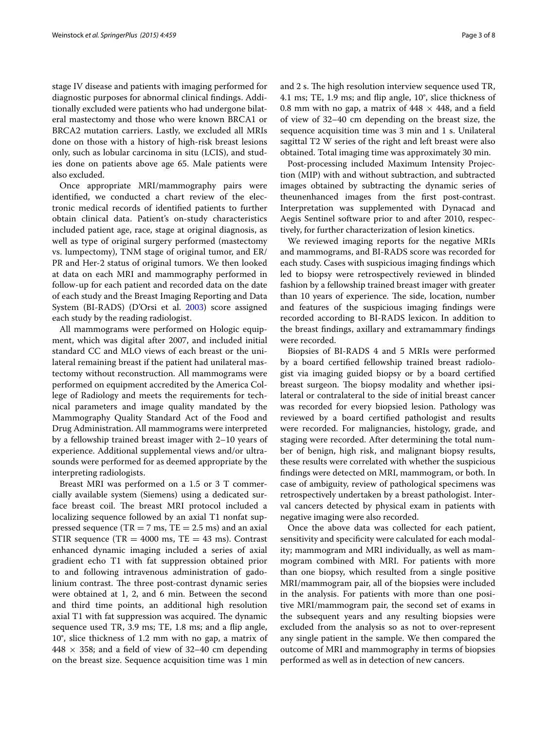stage IV disease and patients with imaging performed for diagnostic purposes for abnormal clinical findings. Additionally excluded were patients who had undergone bilateral mastectomy and those who were known BRCA1 or BRCA2 mutation carriers. Lastly, we excluded all MRIs done on those with a history of high-risk breast lesions only, such as lobular carcinoma in situ (LCIS), and studies done on patients above age 65. Male patients were also excluded.

Once appropriate MRI/mammography pairs were identified, we conducted a chart review of the electronic medical records of identified patients to further obtain clinical data. Patient's on-study characteristics included patient age, race, stage at original diagnosis, as well as type of original surgery performed (mastectomy vs. lumpectomy), TNM stage of original tumor, and ER/PR and Her-2 status of original tumors. We then looked at data on each MRI and mammography performed in follow-up for each patient and recorded data on the date of each study and the Breast Imaging Reporting and Data System (BI-RADS) (D'Orsi et al. 2003) score assigned each study by the reading radiologist.

All mammograms were performed on Hologic equipment, which was digital after 2007, and included initial standard CC and MLO views of each breast or the unilateral remaining breast if the patient had unilateral mastectomy without reconstruction. All mammograms were performed on equipment accredited by the America College of Radiology and meets the requirements for technical parameters and image quality mandated by the Mammography Quality Standard Act of the Food and Drug Administration. All mammograms were interpreted by a fellowship trained breast imager with 2–10 years of experience. Additional supplemental views and/or ultrasounds were performed for as deemed appropriate by the interpreting radiologists.

Breast MRI was performed on a 1.5 or 3 T commercially available system (Siemens) using a dedicated surface breast coil. The breast MRI protocol included a localizing sequence followed by an axial T1 nonfat suppressed sequence (TR = 7 ms, TE = 2.5 ms) and an axial STIR sequence (TR = 4000 ms, TE = 43 ms). Contrast enhanced dynamic imaging included a series of axial gradient echo T1 with fat suppression obtained prior to and following intravenous administration of gadolinium contrast. The three post-contrast dynamic series were obtained at 1, 2, and 6 min. Between the second and third time points, an additional high resolution axial T1 with fat suppression was acquired. The dynamic sequence used TR, 3.9 ms; TE, 1.8 ms; and a flip angle, 10°, slice thickness of 1.2 mm with no gap, a matrix of $448 \times 358$; and a field of view of 32–40 cm depending on the breast size. Sequence acquisition time was 1 min and 2 s. The high resolution interview sequence used TR, 4.1 ms; TE, 1.9 ms; and flip angle, 10°, slice thickness of 0.8 mm with no gap, a matrix of $448 \times 448$, and a field of view of 32–40 cm depending on the breast size, the sequence acquisition time was 3 min and 1 s. Unilateral sagittal T2 W series of the right and left breast were also obtained. Total imaging time was approximately 30 min.

Post-processing included Maximum Intensity Projection (MIP) with and without subtraction, and subtracted images obtained by subtracting the dynamic series of theunenhanced images from the first post-contrast. Interpretation was supplemented with Dynacad and Aegis Sentinel software prior to and after 2010, respectively, for further characterization of lesion kinetics.

We reviewed imaging reports for the negative MRIs and mammograms, and BI-RADS score was recorded for each study. Cases with suspicious imaging findings which led to biopsy were retrospectively reviewed in blinded fashion by a fellowship trained breast imager with greater than 10 years of experience. The side, location, number and features of the suspicious imaging findings were recorded according to BI-RADS lexicon. In addition to the breast findings, axillary and extramammary findings were recorded.

Biopsies of BI-RADS 4 and 5 MRIs were performed by a board certified fellowship trained breast radiologist via imaging guided biopsy or by a board certified breast surgeon. The biopsy modality and whether ipsilateral or contralateral to the side of initial breast cancer was recorded for every biopsied lesion. Pathology was reviewed by a board certified pathologist and results were recorded. For malignancies, histology, grade, and staging were recorded. After determining the total number of benign, high risk, and malignant biopsy results, these results were correlated with whether the suspicious findings were detected on MRI, mammogram, or both. In case of ambiguity, review of pathological specimens was retrospectively undertaken by a breast pathologist. Interval cancers detected by physical exam in patients with negative imaging were also recorded.

Once the above data was collected for each patient, sensitivity and specificity were calculated for each modality; mammogram and MRI individually, as well as mammogram combined with MRI. For patients with more than one biopsy, which resulted from a single positive MRI/mammogram pair, all of the biopsies were included in the analysis. For patients with more than one positive MRI/mammogram pair, the second set of exams in the subsequent years and any resulting biopsies were excluded from the analysis so as not to over-represent any single patient in the sample. We then compared the outcome of MRI and mammography in terms of biopsies performed as well as in detection of new cancers.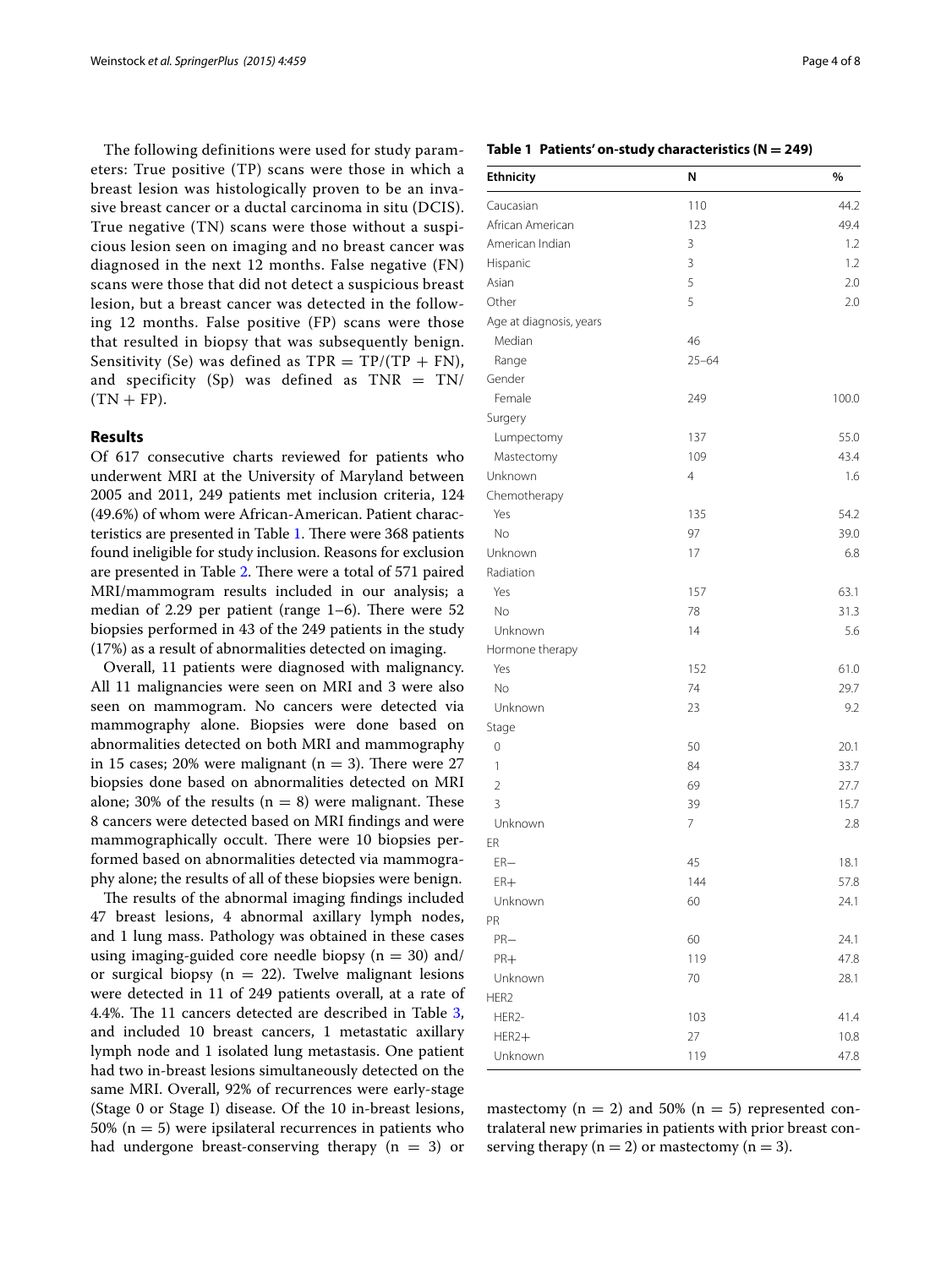The following definitions were used for study parameters: True positive (TP) scans were those in which a breast lesion was histologically proven to be an invasive breast cancer or a ductal carcinoma in situ (DCIS). True negative (TN) scans were those without a suspicious lesion seen on imaging and no breast cancer was diagnosed in the next 12 months. False negative (FN) scans were those that did not detect a suspicious breast lesion, but a breast cancer was detected in the following 12 months. False positive (FP) scans were those that resulted in biopsy that was subsequently benign. Sensitivity (Se) was defined as $TPR = TP/(TP + FN)$, and specificity (Sp) was defined as $TNR = TN/(TN + FP)$.

## Results

Of 617 consecutive charts reviewed for patients who underwent MRI at the University of Maryland between 2005 and 2011, 249 patients met inclusion criteria, 124 (49.6%) of whom were African-American. Patient characteristics are presented in Table 1. There were 368 patients found ineligible for study inclusion. Reasons for exclusion are presented in Table 2. There were a total of 571 paired MRI/mammogram results included in our analysis; a median of 2.29 per patient (range 1–6). There were 52 biopsies performed in 43 of the 249 patients in the study (17%) as a result of abnormalities detected on imaging.

Overall, 11 patients were diagnosed with malignancy. All 11 malignancies were seen on MRI and 3 were also seen on mammogram. No cancers were detected via mammography alone. Biopsies were done based on abnormalities detected on both MRI and mammography in 15 cases; 20% were malignant ($n = 3$). There were 27 biopsies done based on abnormalities detected on MRI alone; 30% of the results ($n = 8$) were malignant. These 8 cancers were detected based on MRI findings and were mammographically occult. There were 10 biopsies performed based on abnormalities detected via mammography alone; the results of all of these biopsies were benign.

The results of the abnormal imaging findings included 47 breast lesions, 4 abnormal axillary lymph nodes, and 1 lung mass. Pathology was obtained in these cases using imaging-guided core needle biopsy ($n = 30$) and/or surgical biopsy ($n = 22$). Twelve malignant lesions were detected in 11 of 249 patients overall, at a rate of 4.4%. The 11 cancers detected are described in Table 3, and included 10 breast cancers, 1 metastatic axillary lymph node and 1 isolated lung metastasis. One patient had two in-breast lesions simultaneously detected on the same MRI. Overall, 92% of recurrences were early-stage (Stage 0 or Stage I) disease. Of the 10 in-breast lesions, 50% ($n = 5$) were ipsilateral recurrences in patients who had undergone breast-conserving therapy ($n = 3$) or mastectomy ($n = 2$) and 50% ($n = 5$) represented contralateral new primaries in patients with prior breast conserving therapy ($n = 2$) or mastectomy ($n = 3$).

**Table 1 Patients' on-study characteristics (N = 249)**

| Ethnicity | N | % |
|---|---|---|
| Caucasian | 110 | 44.2 |
| African American | 123 | 49.4 |
| American Indian | 3 | 1.2 |
| Hispanic | 3 | 1.2 |
| Asian | 5 | 2.0 |
| Other | 5 | 2.0 |
| Age at diagnosis, years | | |
| Median | 46 | |
| Range | 25–64 | |
| Gender | | |
| Female | 249 | 100.0 |
| Surgery | | |
| Lumpectomy | 137 | 55.0 |
| Mastectomy | 109 | 43.4 |
| Unknown | 4 | 1.6 |
| Chemotherapy | | |
| Yes | 135 | 54.2 |
| No | 97 | 39.0 |
| Unknown | 17 | 6.8 |
| Radiation | | |
| Yes | 157 | 63.1 |
| No | 78 | 31.3 |
| Unknown | 14 | 5.6 |
| Hormone therapy | | |
| Yes | 152 | 61.0 |
| No | 74 | 29.7 |
| Unknown | 23 | 9.2 |
| Stage | | |
| 0 | 50 | 20.1 |
| 1 | 84 | 33.7 |
| 2 | 69 | 27.7 |
| 3 | 39 | 15.7 |
| Unknown | 7 | 2.8 |
| ER | | |
| ER− | 45 | 18.1 |
| ER+ | 144 | 57.8 |
| Unknown | 60 | 24.1 |
| PR | | |
| PR− | 60 | 24.1 |
| PR+ | 119 | 47.8 |
| Unknown | 70 | 28.1 |
| HER2 | | |
| HER2- | 103 | 41.4 |
| HER2+ | 27 | 10.8 |
| Unknown | 119 | 47.8 |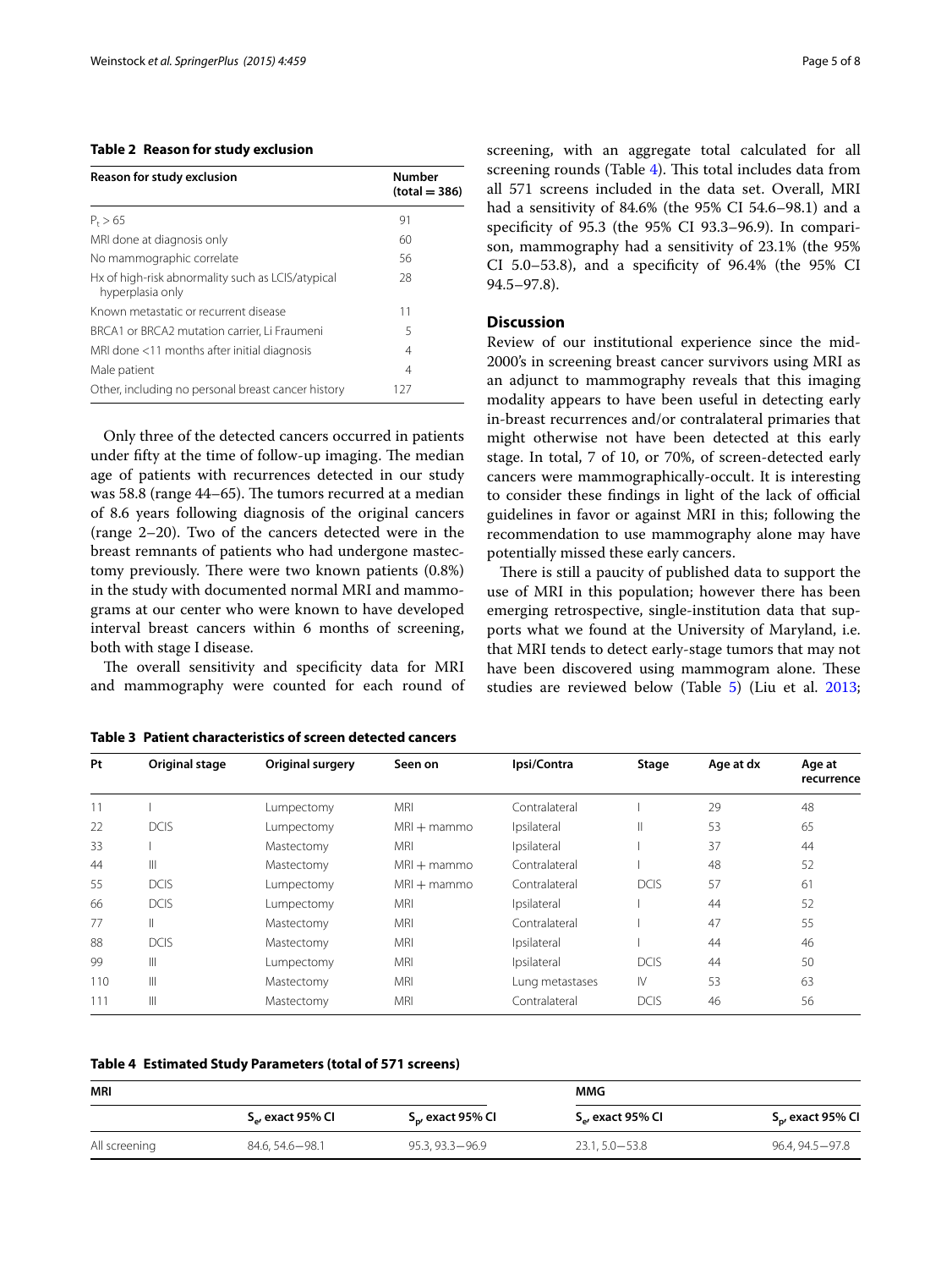**Table 2 Reason for study exclusion**

| Reason for study exclusion | Number (total = 386) |
|---|---|
| $P_t > 65$ | 91 |
| MRI done at diagnosis only | 60 |
| No mammographic correlate | 56 |
| Hx of high-risk abnormality such as LCIS/atypical hyperplasia only | 28 |
| Known metastatic or recurrent disease | 11 |
| BRCA1 or BRCA2 mutation carrier, Li Fraumeni | 5 |
| MRI done <11 months after initial diagnosis | 4 |
| Male patient | 4 |
| Other, including no personal breast cancer history | 127 |

Only three of the detected cancers occurred in patients under fifty at the time of follow-up imaging. The median age of patients with recurrences detected in our study was 58.8 (range 44–65). The tumors recurred at a median of 8.6 years following diagnosis of the original cancers (range 2–20). Two of the cancers detected were in the breast remnants of patients who had undergone mastectomy previously. There were two known patients (0.8%) in the study with documented normal MRI and mammograms at our center who were known to have developed interval breast cancers within 6 months of screening, both with stage I disease.

The overall sensitivity and specificity data for MRI and mammography were counted for each round of screening, with an aggregate total calculated for all screening rounds (Table 4). This total includes data from all 571 screens included in the data set. Overall, MRI had a sensitivity of 84.6% (the 95% CI 54.6–98.1) and a specificity of 95.3 (the 95% CI 93.3–96.9). In comparison, mammography had a sensitivity of 23.1% (the 95% CI 5.0–53.8), and a specificity of 96.4% (the 95% CI 94.5–97.8).

## Discussion

Review of our institutional experience since the mid-2000's in screening breast cancer survivors using MRI as an adjunct to mammography reveals that this imaging modality appears to have been useful in detecting early in-breast recurrences and/or contralateral primaries that might otherwise not have been detected at this early stage. In total, 7 of 10, or 70%, of screen-detected early cancers were mammographically-occult. It is interesting to consider these findings in light of the lack of official guidelines in favor or against MRI in this; following the recommendation to use mammography alone may have potentially missed these early cancers.

There is still a paucity of published data to support the use of MRI in this population; however there has been emerging retrospective, single-institution data that supports what we found at the University of Maryland, i.e. that MRI tends to detect early-stage tumors that may not have been discovered using mammogram alone. These studies are reviewed below (Table 5) (Liu et al. 2013;

**Table 3 Patient characteristics of screen detected cancers**

| Pt | Original stage | Original surgery | Seen on | Ipsi/Contra | Stage | Age at dx | Age at recurrence |
|---|---|---|---|---|---|---|---|
| 11 | I | Lumpectomy | MRI | Contralateral | I | 29 | 48 |
| 22 | DCIS | Lumpectomy | MRI + mammo | Ipsilateral | II | 53 | 65 |
| 33 | I | Mastectomy | MRI | Ipsilateral | I | 37 | 44 |
| 44 | III | Mastectomy | MRI + mammo | Contralateral | I | 48 | 52 |
| 55 | DCIS | Lumpectomy | MRI + mammo | Contralateral | DCIS | 57 | 61 |
| 66 | DCIS | Lumpectomy | MRI | Ipsilateral | I | 44 | 52 |
| 77 | II | Mastectomy | MRI | Contralateral | I | 47 | 55 |
| 88 | DCIS | Mastectomy | MRI | Ipsilateral | I | 44 | 46 |
| 99 | III | Lumpectomy | MRI | Ipsilateral | DCIS | 44 | 50 |
| 110 | III | Mastectomy | MRI | Lung metastases | IV | 53 | 63 |
| 111 | III | Mastectomy | MRI | Contralateral | DCIS | 46 | 56 |

**Table 4 Estimated Study Parameters (total of 571 screens)**

| MRI | | | MMG | |
|---|---|---|---|---|
| | $S_e$, exact 95% CI | $S_p$, exact 95% CI | $S_e$, exact 95% CI | $S_p$, exact 95% CI |
| All screening | 84.6, 54.6−98.1 | 95.3, 93.3−96.9 | 23.1, 5.0−53.8 | 96.4, 94.5−97.8 |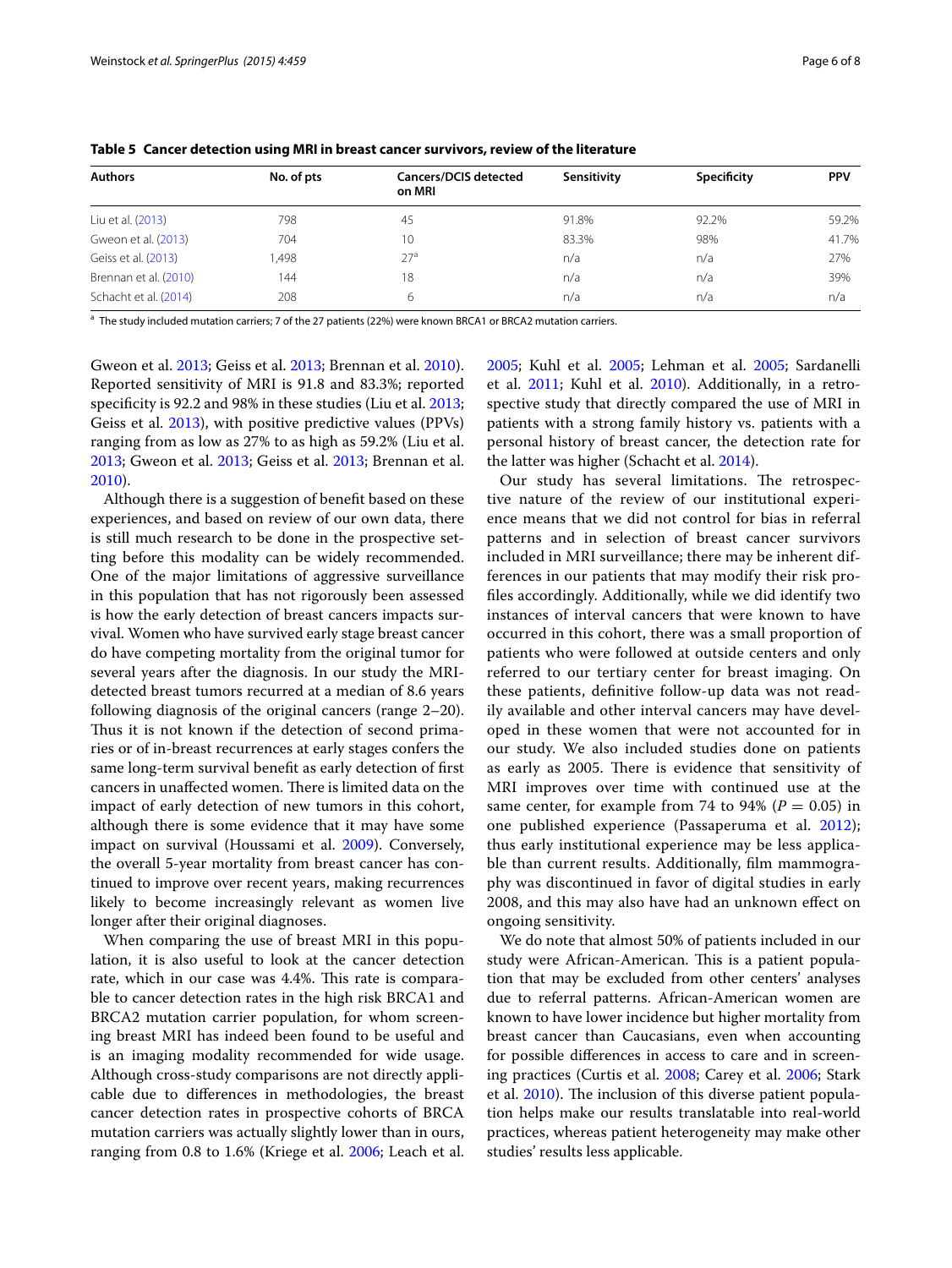**Table 5 Cancer detection using MRI in breast cancer survivors, review of the literature**

| Authors | No. of pts | Cancers/DCIS detected on MRI | Sensitivity | Specificity | PPV |
|---|---|---|---|---|---|
| Liu et al. (2013) | 798 | 45 | 91.8% | 92.2% | 59.2% |
| Gweon et al. (2013) | 704 | 10 | 83.3% | 98% | 41.7% |
| Geiss et al. (2013) | 1,498 | 27[a] | n/a | n/a | 27% |
| Brennan et al. (2010) | 144 | 18 | n/a | n/a | 39% |
| Schacht et al. (2014) | 208 | 6 | n/a | n/a | n/a |

[a] The study included mutation carriers; 7 of the 27 patients (22%) were known BRCA1 or BRCA2 mutation carriers.

Gweon et al. 2013; Geiss et al. 2013; Brennan et al. 2010). Reported sensitivity of MRI is 91.8 and 83.3%; reported specificity is 92.2 and 98% in these studies (Liu et al. 2013; Geiss et al. 2013), with positive predictive values (PPVs) ranging from as low as 27% to as high as 59.2% (Liu et al. 2013; Gweon et al. 2013; Geiss et al. 2013; Brennan et al. 2010).

Although there is a suggestion of benefit based on these experiences, and based on review of our own data, there is still much research to be done in the prospective setting before this modality can be widely recommended. One of the major limitations of aggressive surveillance in this population that has not rigorously been assessed is how the early detection of breast cancers impacts survival. Women who have survived early stage breast cancer do have competing mortality from the original tumor for several years after the diagnosis. In our study the MRI-detected breast tumors recurred at a median of 8.6 years following diagnosis of the original cancers (range 2–20). Thus it is not known if the detection of second primaries or of in-breast recurrences at early stages confers the same long-term survival benefit as early detection of first cancers in unaffected women. There is limited data on the impact of early detection of new tumors in this cohort, although there is some evidence that it may have some impact on survival (Houssami et al. 2009). Conversely, the overall 5-year mortality from breast cancer has continued to improve over recent years, making recurrences likely to become increasingly relevant as women live longer after their original diagnoses.

When comparing the use of breast MRI in this population, it is also useful to look at the cancer detection rate, which in our case was 4.4%. This rate is comparable to cancer detection rates in the high risk BRCA1 and BRCA2 mutation carrier population, for whom screening breast MRI has indeed been found to be useful and is an imaging modality recommended for wide usage. Although cross-study comparisons are not directly applicable due to differences in methodologies, the breast cancer detection rates in prospective cohorts of BRCA mutation carriers was actually slightly lower than in ours, ranging from 0.8 to 1.6% (Kriege et al. 2006; Leach et al. 2005; Kuhl et al. 2005; Lehman et al. 2005; Sardanelli et al. 2011; Kuhl et al. 2010). Additionally, in a retrospective study that directly compared the use of MRI in patients with a strong family history vs. patients with a personal history of breast cancer, the detection rate for the latter was higher (Schacht et al. 2014).

Our study has several limitations. The retrospective nature of the review of our institutional experience means that we did not control for bias in referral patterns and in selection of breast cancer survivors included in MRI surveillance; there may be inherent differences in our patients that may modify their risk profiles accordingly. Additionally, while we did identify two instances of interval cancers that were known to have occurred in this cohort, there was a small proportion of patients who were followed at outside centers and only referred to our tertiary center for breast imaging. On these patients, definitive follow-up data was not readily available and other interval cancers may have developed in these women that were not accounted for in our study. We also included studies done on patients as early as 2005. There is evidence that sensitivity of MRI improves over time with continued use at the same center, for example from 74 to 94% ($P = 0.05$) in one published experience (Passaperuma et al. 2012); thus early institutional experience may be less applicable than current results. Additionally, film mammography was discontinued in favor of digital studies in early 2008, and this may also have had an unknown effect on ongoing sensitivity.

We do note that almost 50% of patients included in our study were African-American. This is a patient population that may be excluded from other centers' analyses due to referral patterns. African-American women are known to have lower incidence but higher mortality from breast cancer than Caucasians, even when accounting for possible differences in access to care and in screening practices (Curtis et al. 2008; Carey et al. 2006; Stark et al. 2010). The inclusion of this diverse patient population helps make our results translatable into real-world practices, whereas patient heterogeneity may make other studies' results less applicable.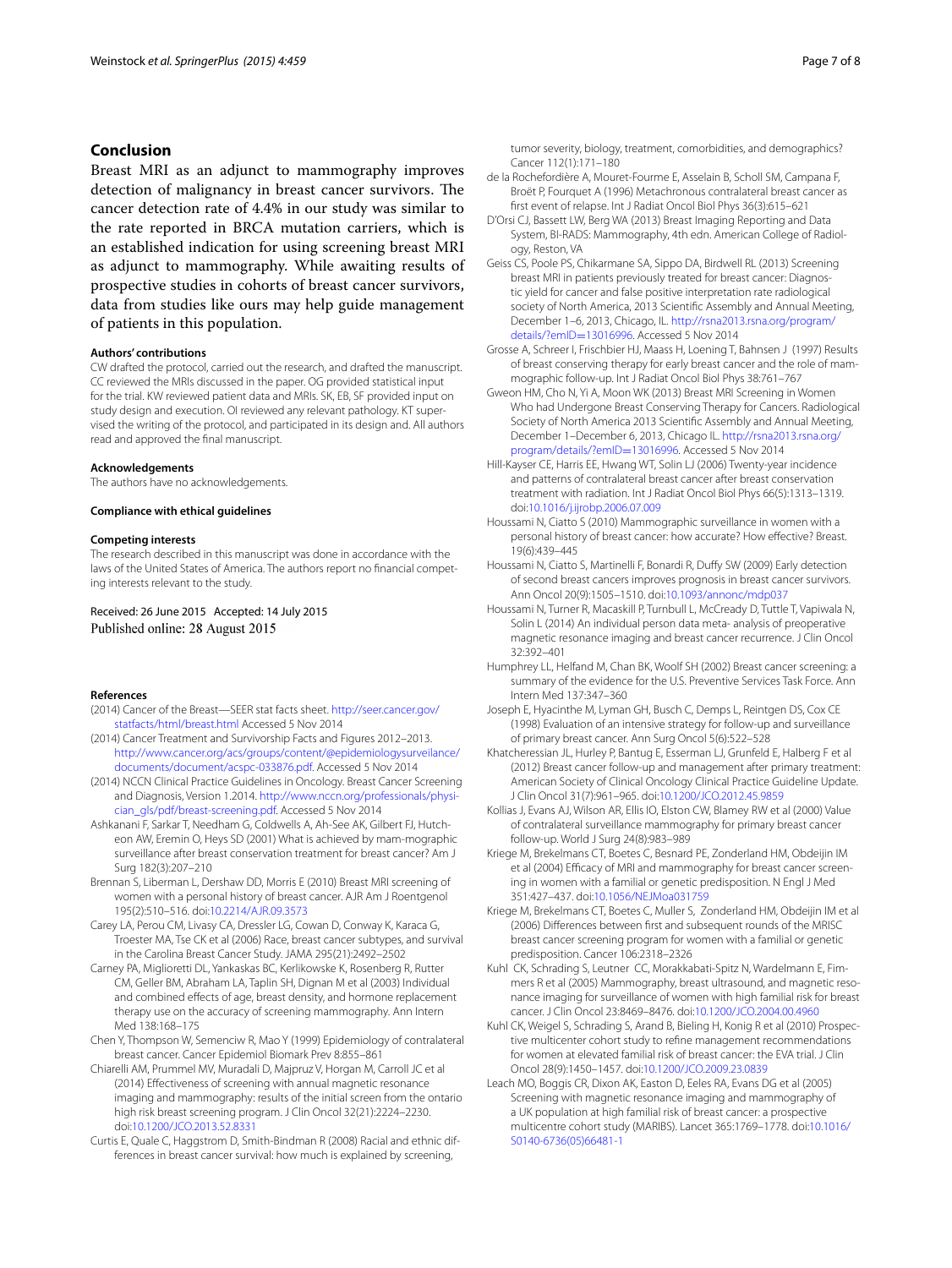## Conclusion

Breast MRI as an adjunct to mammography improves detection of malignancy in breast cancer survivors. The cancer detection rate of 4.4% in our study was similar to the rate reported in BRCA mutation carriers, which is an established indication for using screening breast MRI as adjunct to mammography. While awaiting results of prospective studies in cohorts of breast cancer survivors, data from studies like ours may help guide management of patients in this population.

#### Authors' contributions

CW drafted the protocol, carried out the research, and drafted the manuscript. CC reviewed the MRIs discussed in the paper. OG provided statistical input for the trial. KW reviewed patient data and MRIs. SK, EB, SF provided input on study design and execution. OI reviewed any relevant pathology. KT supervised the writing of the protocol, and participated in its design and. All authors read and approved the final manuscript.

#### Acknowledgements

The authors have no acknowledgements.

#### Compliance with ethical guidelines

#### Competing interests

The research described in this manuscript was done in accordance with the laws of the United States of America. The authors report no financial competing interests relevant to the study.

Received: 26 June 2015 Accepted: 14 July 2015
Published online: 28 August 2015

#### References

(2014) Cancer of the Breast—SEER stat facts sheet. http://seer.cancer.gov/statfacts/html/breast.html Accessed 5 Nov 2014

(2014) Cancer Treatment and Survivorship Facts and Figures 2012–2013. http://www.cancer.org/acs/groups/content/@epidemiologysurveilance/documents/document/acspc-033876.pdf. Accessed 5 Nov 2014

(2014) NCCN Clinical Practice Guidelines in Oncology. Breast Cancer Screening and Diagnosis, Version 1.2014. http://www.nccn.org/professionals/physician_gls/pdf/breast-screening.pdf. Accessed 5 Nov 2014

Ashkanani F, Sarkar T, Needham G, Coldwells A, Ah-See AK, Gilbert FJ, Hutcheon AW, Eremin O, Heys SD (2001) What is achieved by mam-mographic surveillance after breast conservation treatment for breast cancer? Am J Surg 182(3):207–210

Brennan S, Liberman L, Dershaw DD, Morris E (2010) Breast MRI screening of women with a personal history of breast cancer. AJR Am J Roentgenol 195(2):510–516. doi:10.2214/AJR.09.3573

Carey LA, Perou CM, Livasy CA, Dressler LG, Cowan D, Conway K, Karaca G, Troester MA, Tse CK et al (2006) Race, breast cancer subtypes, and survival in the Carolina Breast Cancer Study. JAMA 295(21):2492–2502

Carney PA, Miglioretti DL, Yankaskas BC, Kerlikowske K, Rosenberg R, Rutter CM, Geller BM, Abraham LA, Taplin SH, Dignan M et al (2003) Individual and combined effects of age, breast density, and hormone replacement therapy use on the accuracy of screening mammography. Ann Intern Med 138:168–175

Chen Y, Thompson W, Semenciw R, Mao Y (1999) Epidemiology of contralateral breast cancer. Cancer Epidemiol Biomark Prev 8:855–861

Chiarelli AM, Prummel MV, Muradali D, Majpruz V, Horgan M, Carroll JC et al (2014) Effectiveness of screening with annual magnetic resonance imaging and mammography: results of the initial screen from the ontario high risk breast screening program. J Clin Oncol 32(21):2224–2230. doi:10.1200/JCO.2013.52.8331

Curtis E, Quale C, Haggstrom D, Smith-Bindman R (2008) Racial and ethnic differences in breast cancer survival: how much is explained by screening, tumor severity, biology, treatment, comorbidities, and demographics? Cancer 112(1):171–180

de la Rochefordière A, Mouret-Fourme E, Asselain B, Scholl SM, Campana F, Broët P, Fourquet A (1996) Metachronous contralateral breast cancer as first event of relapse. Int J Radiat Oncol Biol Phys 36(3):615–621

D'Orsi CJ, Bassett LW, Berg WA (2013) Breast Imaging Reporting and Data System, BI-RADS: Mammography, 4th edn. American College of Radiology, Reston, VA

Geiss CS, Poole PS, Chikarmane SA, Sippo DA, Birdwell RL (2013) Screening breast MRI in patients previously treated for breast cancer: Diagnostic yield for cancer and false positive interpretation rate radiological society of North America, 2013 Scientific Assembly and Annual Meeting, December 1–6, 2013, Chicago, IL. http://rsna2013.rsna.org/program/details/?emID=13016996. Accessed 5 Nov 2014

Grosse A, Schreer I, Frischbier HJ, Maass H, Loening T, Bahnsen J (1997) Results of breast conserving therapy for early breast cancer and the role of mammographic follow-up. Int J Radiat Oncol Biol Phys 38:761–767

Gweon HM, Cho N, Yi A, Moon WK (2013) Breast MRI Screening in Women Who had Undergone Breast Conserving Therapy for Cancers. Radiological Society of North America 2013 Scientific Assembly and Annual Meeting, December 1–December 6, 2013, Chicago IL. http://rsna2013.rsna.org/program/details/?emID=13016996. Accessed 5 Nov 2014

Hill-Kayser CE, Harris EE, Hwang WT, Solin LJ (2006) Twenty-year incidence and patterns of contralateral breast cancer after breast conservation treatment with radiation. Int J Radiat Oncol Biol Phys 66(5):1313–1319. doi:10.1016/j.ijrobp.2006.07.009

Houssami N, Ciatto S (2010) Mammographic surveillance in women with a personal history of breast cancer: how accurate? How effective? Breast. 19(6):439–445

Houssami N, Ciatto S, Martinelli F, Bonardi R, Duffy SW (2009) Early detection of second breast cancers improves prognosis in breast cancer survivors. Ann Oncol 20(9):1505–1510. doi:10.1093/annonc/mdp037

Houssami N, Turner R, Macaskill P, Turnbull L, McCready D, Tuttle T, Vapiwala N, Solin L (2014) An individual person data meta- analysis of preoperative magnetic resonance imaging and breast cancer recurrence. J Clin Oncol 32:392–401

Humphrey LL, Helfand M, Chan BK, Woolf SH (2002) Breast cancer screening: a summary of the evidence for the U.S. Preventive Services Task Force. Ann Intern Med 137:347–360

Joseph E, Hyacinthe M, Lyman GH, Busch C, Demps L, Reintgen DS, Cox CE (1998) Evaluation of an intensive strategy for follow-up and surveillance of primary breast cancer. Ann Surg Oncol 5(6):522–528

Khatcheressian JL, Hurley P, Bantug E, Esserman LJ, Grunfeld E, Halberg F et al (2012) Breast cancer follow-up and management after primary treatment: American Society of Clinical Oncology Clinical Practice Guideline Update. J Clin Oncol 31(7):961–965. doi:10.1200/JCO.2012.45.9859

Kollias J, Evans AJ, Wilson AR, Ellis IO, Elston CW, Blamey RW et al (2000) Value of contralateral surveillance mammography for primary breast cancer follow-up. World J Surg 24(8):983–989

Kriege M, Brekelmans CT, Boetes C, Besnard PE, Zonderland HM, Obdeijin IM et al (2004) Efficacy of MRI and mammography for breast cancer screening in women with a familial or genetic predisposition. N Engl J Med 351:427–437. doi:10.1056/NEJMoa031759

Kriege M, Brekelmans CT, Boetes C, Muller S, Zonderland HM, Obdeijin IM et al (2006) Differences between first and subsequent rounds of the MRISC breast cancer screening program for women with a familial or genetic predisposition. Cancer 106:2318–2326

Kuhl CK, Schrading S, Leutner CC, Morakkabati-Spitz N, Wardelmann E, Fimmers R et al (2005) Mammography, breast ultrasound, and magnetic resonance imaging for surveillance of women with high familial risk for breast cancer. J Clin Oncol 23:8469–8476. doi:10.1200/JCO.2004.00.4960

Kuhl CK, Weigel S, Schrading S, Arand B, Bieling H, Konig R et al (2010) Prospective multicenter cohort study to refine management recommendations for women at elevated familial risk of breast cancer: the EVA trial. J Clin Oncol 28(9):1450–1457. doi:10.1200/JCO.2009.23.0839

Leach MO, Boggis CR, Dixon AK, Easton D, Eeles RA, Evans DG et al (2005) Screening with magnetic resonance imaging and mammography of a UK population at high familial risk of breast cancer: a prospective multicentre cohort study (MARIBS). Lancet 365:1769–1778. doi:10.1016/S0140-6736(05)66481-1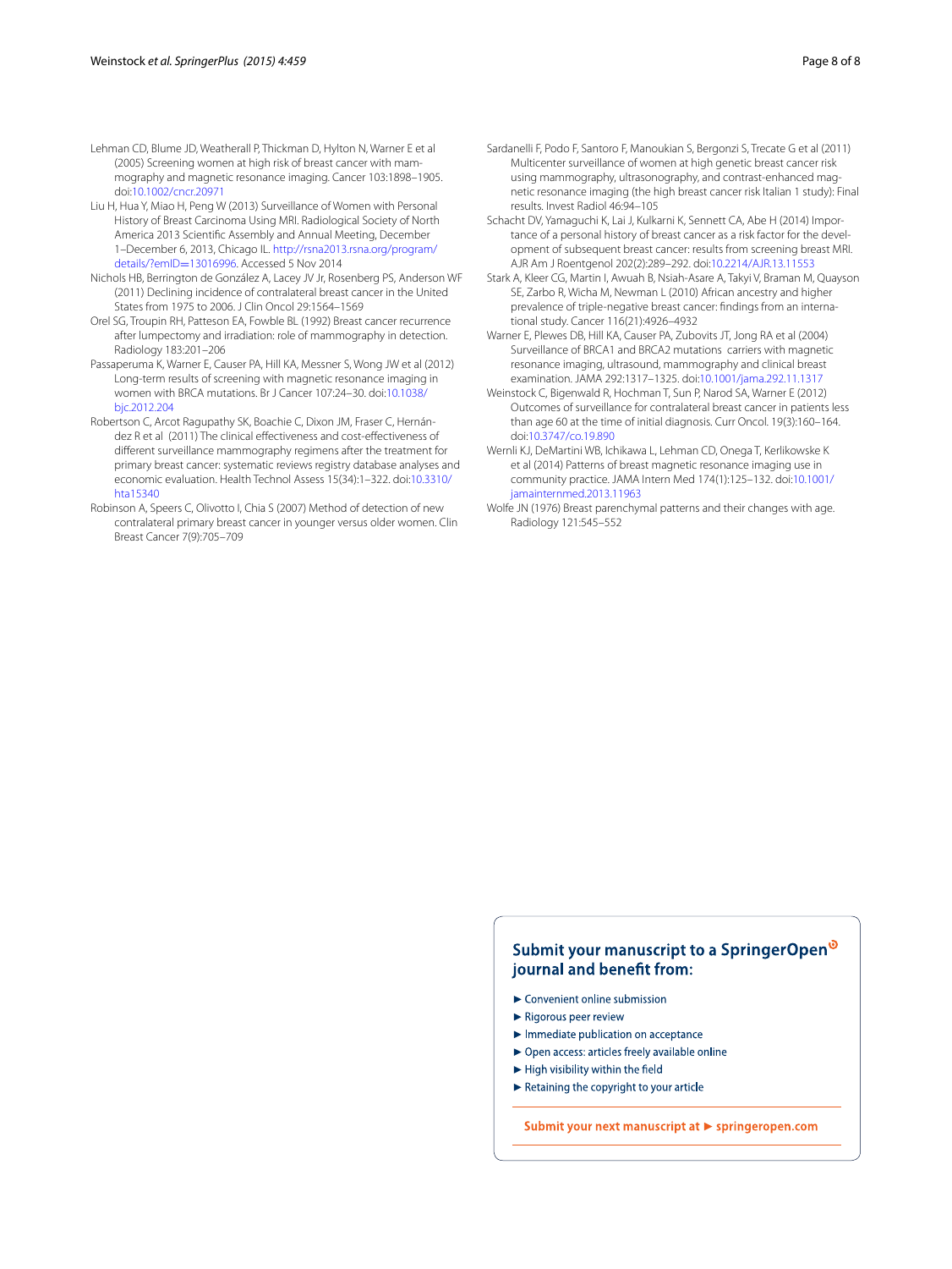Lehman CD, Blume JD, Weatherall P, Thickman D, Hylton N, Warner E et al (2005) Screening women at high risk of breast cancer with mammography and magnetic resonance imaging. Cancer 103:1898–1905. doi:10.1002/cncr.20971

Liu H, Hua Y, Miao H, Peng W (2013) Surveillance of Women with Personal History of Breast Carcinoma Using MRI. Radiological Society of North America 2013 Scientific Assembly and Annual Meeting, December 1–December 6, 2013, Chicago IL. http://rsna2013.rsna.org/program/details/?emID=13016996. Accessed 5 Nov 2014

Nichols HB, Berrington de González A, Lacey JV Jr, Rosenberg PS, Anderson WF (2011) Declining incidence of contralateral breast cancer in the United States from 1975 to 2006. J Clin Oncol 29:1564–1569

Orel SG, Troupin RH, Patteson EA, Fowble BL (1992) Breast cancer recurrence after lumpectomy and irradiation: role of mammography in detection. Radiology 183:201–206

Passaperuma K, Warner E, Causer PA, Hill KA, Messner S, Wong JW et al (2012) Long-term results of screening with magnetic resonance imaging in women with BRCA mutations. Br J Cancer 107:24–30. doi:10.1038/bjc.2012.204

Robertson C, Arcot Ragupathy SK, Boachie C, Dixon JM, Fraser C, Hernández R et al (2011) The clinical effectiveness and cost-effectiveness of different surveillance mammography regimens after the treatment for primary breast cancer: systematic reviews registry database analyses and economic evaluation. Health Technol Assess 15(34):1–322. doi:10.3310/hta15340

Robinson A, Speers C, Olivotto I, Chia S (2007) Method of detection of new contralateral primary breast cancer in younger versus older women. Clin Breast Cancer 7(9):705–709

Sardanelli F, Podo F, Santoro F, Manoukian S, Bergonzi S, Trecate G et al (2011) Multicenter surveillance of women at high genetic breast cancer risk using mammography, ultrasonography, and contrast-enhanced magnetic resonance imaging (the high breast cancer risk Italian 1 study): Final results. Invest Radiol 46:94–105

Schacht DV, Yamaguchi K, Lai J, Kulkarni K, Sennett CA, Abe H (2014) Importance of a personal history of breast cancer as a risk factor for the development of subsequent breast cancer: results from screening breast MRI. AJR Am J Roentgenol 202(2):289–292. doi:10.2214/AJR.13.11553

Stark A, Kleer CG, Martin I, Awuah B, Nsiah-Asare A, Takyi V, Braman M, Quayson SE, Zarbo R, Wicha M, Newman L (2010) African ancestry and higher prevalence of triple-negative breast cancer: findings from an international study. Cancer 116(21):4926–4932

Warner E, Plewes DB, Hill KA, Causer PA, Zubovits JT, Jong RA et al (2004) Surveillance of BRCA1 and BRCA2 mutations carriers with magnetic resonance imaging, ultrasound, mammography and clinical breast examination. JAMA 292:1317–1325. doi:10.1001/jama.292.11.1317

Weinstock C, Bigenwald R, Hochman T, Sun P, Narod SA, Warner E (2012) Outcomes of surveillance for contralateral breast cancer in patients less than age 60 at the time of initial diagnosis. Curr Oncol. 19(3):160–164. doi:10.3747/co.19.890

Wernli KJ, DeMartini WB, Ichikawa L, Lehman CD, Onega T, Kerlikowske K et al (2014) Patterns of breast magnetic resonance imaging use in community practice. JAMA Intern Med 174(1):125–132. doi:10.1001/jamainternmed.2013.11963

Wolfe JN (1976) Breast parenchymal patterns and their changes with age. Radiology 121:545–552

**Submit your manuscript to a SpringerOpen journal and benefit from:**

- ► Convenient online submission
- ► Rigorous peer review
- ► Immediate publication on acceptance
- ► Open access: articles freely available online
- ► High visibility within the field
- ► Retaining the copyright to your article

**Submit your next manuscript at ► springeropen.com**